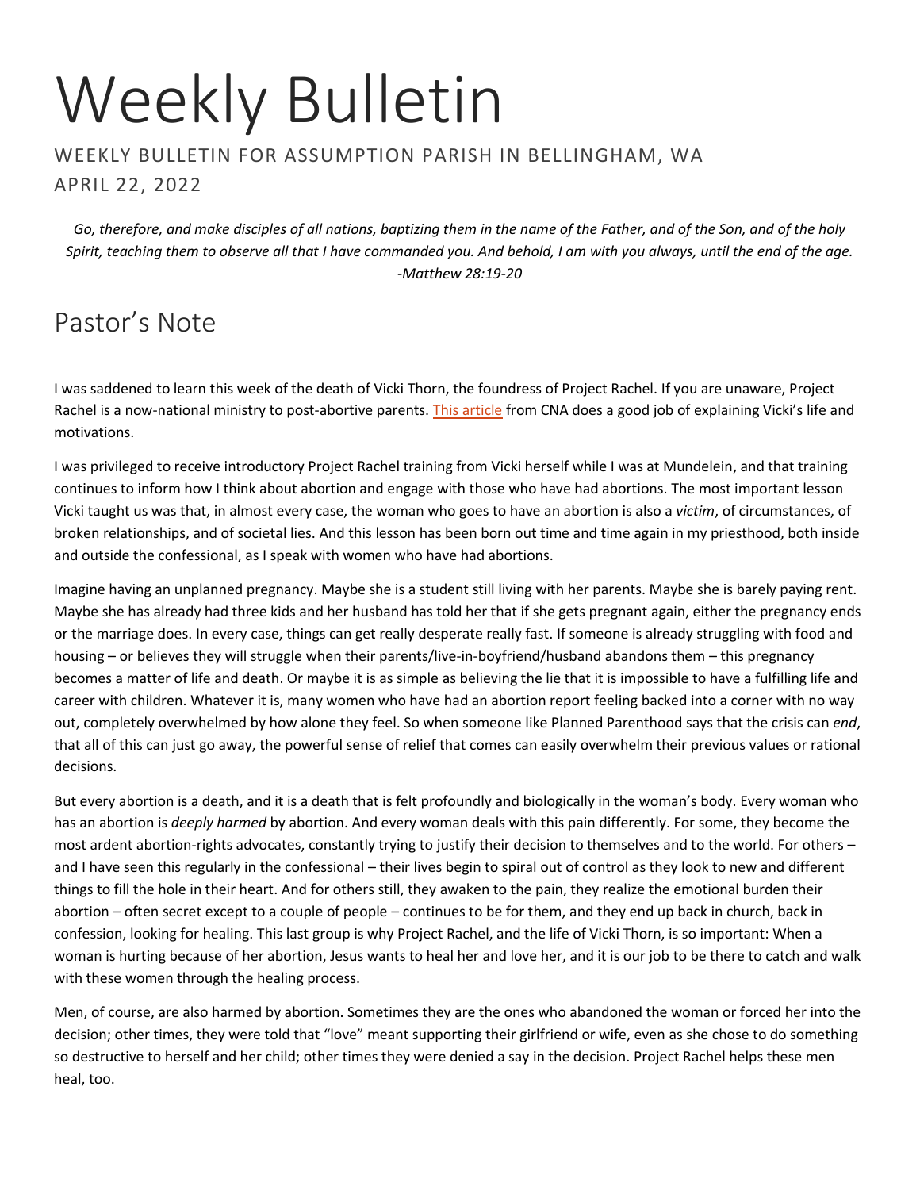# Weekly Bulletin

WEEKLY BULLETIN FOR ASSUMPTION PARISH IN BELLINGHAM, WA

APRIL 22, 2022

*Go, therefore, and make disciples of all nations, baptizing them in the name of the Father, and of the Son, and of the holy Spirit, teaching them to observe all that I have commanded you. And behold, I am with you always, until the end of the age. -Matthew 28:19-20*

## Pastor's Note

I was saddened to learn this week of the death of Vicki Thorn, the foundress of Project Rachel. If you are unaware, Project Rachel is a now-national ministry to post-abortive parents. This article from CNA does a good job of explaining Vicki's life and motivations.

I was privileged to receive introductory Project Rachel training from Vicki herself while I was at Mundelein, and that training continues to inform how I think about abortion and engage with those who have had abortions. The most important lesson Vicki taught us was that, in almost every case, the woman who goes to have an abortion is also a *victim*, of circumstances, of broken relationships, and of societal lies. And this lesson has been born out time and time again in my priesthood, both inside and outside the confessional, as I speak with women who have had abortions.

Imagine having an unplanned pregnancy. Maybe she is a student still living with her parents. Maybe she is barely paying rent. Maybe she has already had three kids and her husband has told her that if she gets pregnant again, either the pregnancy ends or the marriage does. In every case, things can get really desperate really fast. If someone is already struggling with food and housing – or believes they will struggle when their parents/live-in-boyfriend/husband abandons them – this pregnancy becomes a matter of life and death. Or maybe it is as simple as believing the lie that it is impossible to have a fulfilling life and career with children. Whatever it is, many women who have had an abortion report feeling backed into a corner with no way out, completely overwhelmed by how alone they feel. So when someone like Planned Parenthood says that the crisis can *end*, that all of this can just go away, the powerful sense of relief that comes can easily overwhelm their previous values or rational decisions.

But every abortion is a death, and it is a death that is felt profoundly and biologically in the woman's body. Every woman who has an abortion is *deeply harmed* by abortion. And every woman deals with this pain differently. For some, they become the most ardent abortion-rights advocates, constantly trying to justify their decision to themselves and to the world. For others – and I have seen this regularly in the confessional – their lives begin to spiral out of control as they look to new and different things to fill the hole in their heart. And for others still, they awaken to the pain, they realize the emotional burden their abortion – often secret except to a couple of people – continues to be for them, and they end up back in church, back in confession, looking for healing. This last group is why Project Rachel, and the life of Vicki Thorn, is so important: When a woman is hurting because of her abortion, Jesus wants to heal her and love her, and it is our job to be there to catch and walk with these women through the healing process.

Men, of course, are also harmed by abortion. Sometimes they are the ones who abandoned the woman or forced her into the decision; other times, they were told that "love" meant supporting their girlfriend or wife, even as she chose to do something so destructive to herself and her child; other times they were denied a say in the decision. Project Rachel helps these men heal, too.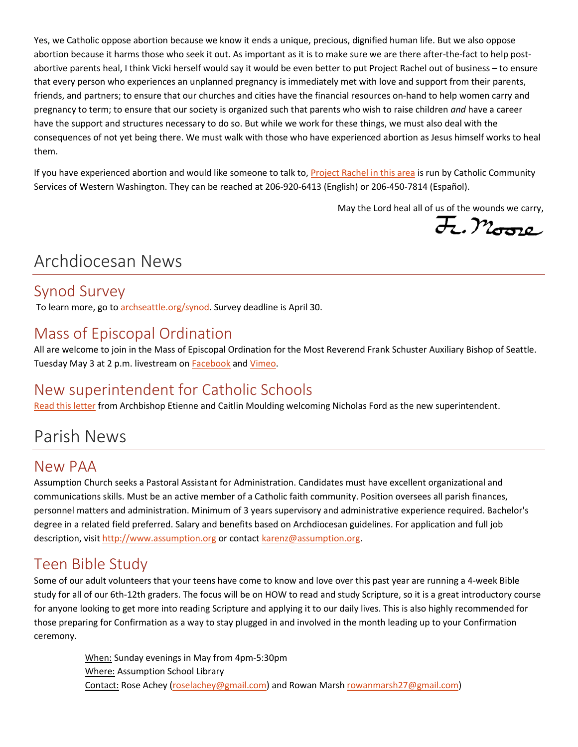Yes, we Catholic oppose abortion because we know it ends a unique, precious, dignified human life. But we also oppose abortion because it harms those who seek it out. As important as it is to make sure we are there after-the-fact to help post-abortive parents heal, I think Vicki herself would say it would be even better to put Project Rachel out of business – to ensure that every person who experiences an unplanned pregnancy is immediately met with love and support from their parents, friends, and partners; to ensure that our churches and cities have the financial resources on-hand to help women carry and pregnancy to term; to ensure that our society is organized such that parents who wish to raise children *and* have a career have the support and structures necessary to do so. But while we work for these things, we must also deal with the consequences of not yet being there. We must walk with those who have experienced abortion as Jesus himself works to heal them.

If you have experienced abortion and would like someone to talk to, Project Rachel in this area is run by Catholic Community Services of Western Washington. They can be reached at 206-920-6413 (English) or 206-450-7814 (Español).

May the Lord heal all of us of the wounds we carry,

Fr. Moore

# Archdiocesan News

## Synod Survey

To learn more, go to archseattle.org/synod. Survey deadline is April 30.

## Mass of Episcopal Ordination

All are welcome to join in the Mass of Episcopal Ordination for the Most Reverend Frank Schuster Auxiliary Bishop of Seattle. Tuesday May 3 at 2 p.m. livestream on Facebook and Vimeo.

## New superintendent for Catholic Schools

Read this letter from Archbishop Etienne and Caitlin Moulding welcoming Nicholas Ford as the new superintendent.

# Parish News

## New PAA

Assumption Church seeks a Pastoral Assistant for Administration. Candidates must have excellent organizational and communications skills. Must be an active member of a Catholic faith community. Position oversees all parish finances, personnel matters and administration. Minimum of 3 years supervisory and administrative experience required. Bachelor's degree in a related field preferred. Salary and benefits based on Archdiocesan guidelines. For application and full job description, visit http://www.assumption.org or contact karenz@assumption.org.

## Teen Bible Study

Some of our adult volunteers that your teens have come to know and love over this past year are running a 4-week Bible study for all of our 6th-12th graders. The focus will be on HOW to read and study Scripture, so it is a great introductory course for anyone looking to get more into reading Scripture and applying it to our daily lives. This is also highly recommended for those preparing for Confirmation as a way to stay plugged in and involved in the month leading up to your Confirmation ceremony.

When: Sunday evenings in May from 4pm-5:30pm
Where: Assumption School Library
Contact: Rose Achey (roselachey@gmail.com) and Rowan Marsh rowanmarsh27@gmail.com)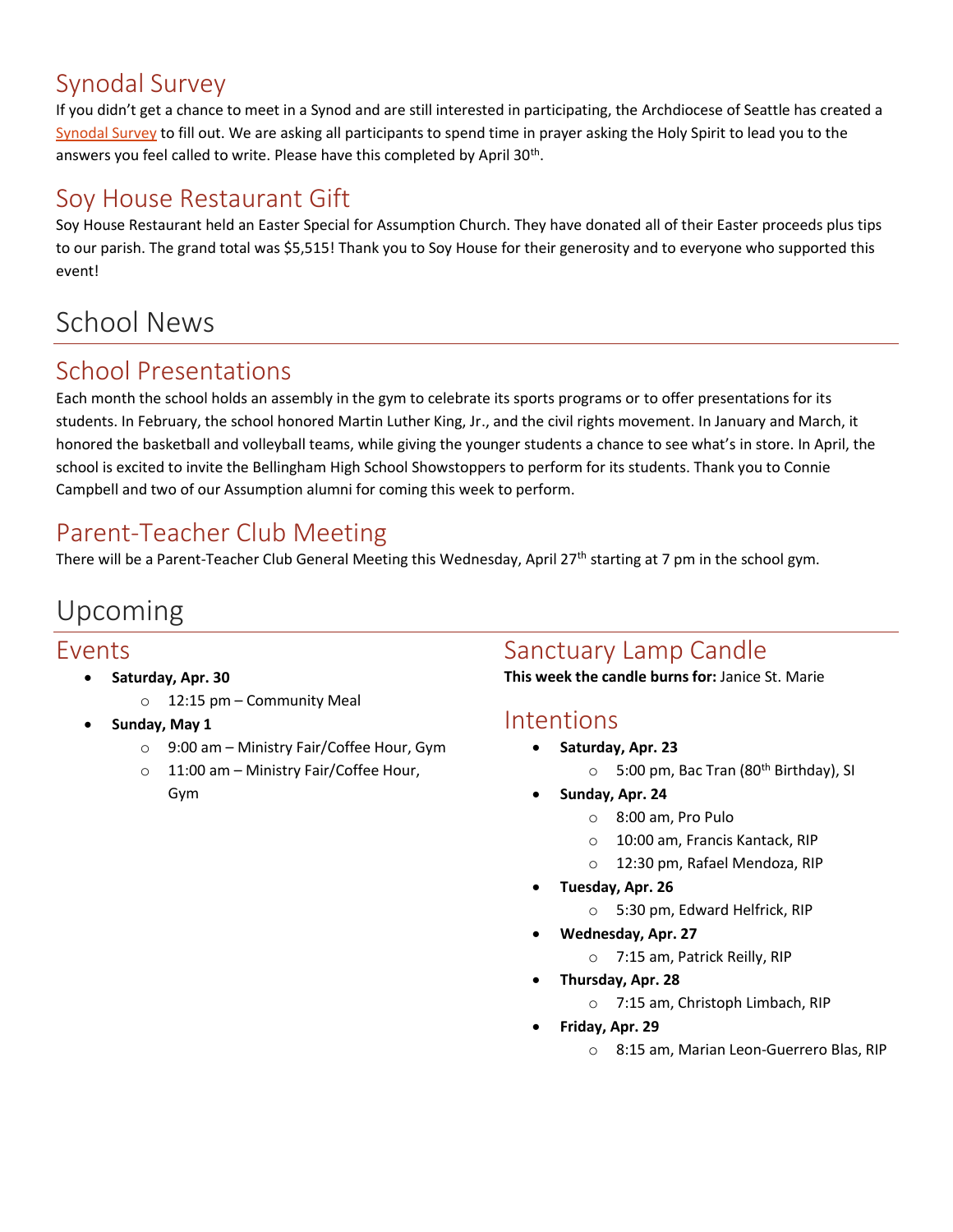## Synodal Survey

If you didn't get a chance to meet in a Synod and are still interested in participating, the Archdiocese of Seattle has created a Synodal Survey to fill out. We are asking all participants to spend time in prayer asking the Holy Spirit to lead you to the answers you feel called to write. Please have this completed by April 30th.

## Soy House Restaurant Gift

Soy House Restaurant held an Easter Special for Assumption Church. They have donated all of their Easter proceeds plus tips to our parish. The grand total was $5,515! Thank you to Soy House for their generosity and to everyone who supported this event!

# School News

## School Presentations

Each month the school holds an assembly in the gym to celebrate its sports programs or to offer presentations for its students. In February, the school honored Martin Luther King, Jr., and the civil rights movement. In January and March, it honored the basketball and volleyball teams, while giving the younger students a chance to see what's in store. In April, the school is excited to invite the Bellingham High School Showstoppers to perform for its students. Thank you to Connie Campbell and two of our Assumption alumni for coming this week to perform.

## Parent-Teacher Club Meeting

There will be a Parent-Teacher Club General Meeting this Wednesday, April 27th starting at 7 pm in the school gym.

# Upcoming

## Events

- **Saturday, Apr. 30**
  - 12:15 pm – Community Meal
- **Sunday, May 1**
  - 9:00 am – Ministry Fair/Coffee Hour, Gym
  - 11:00 am – Ministry Fair/Coffee Hour, Gym

## Sanctuary Lamp Candle

**This week the candle burns for:** Janice St. Marie

## Intentions

- **Saturday, Apr. 23**
  - 5:00 pm, Bac Tran (80th Birthday), SI
- **Sunday, Apr. 24**
  - 8:00 am, Pro Pulo
  - 10:00 am, Francis Kantack, RIP
  - 12:30 pm, Rafael Mendoza, RIP
- **Tuesday, Apr. 26**
  - 5:30 pm, Edward Helfrick, RIP
- **Wednesday, Apr. 27**
  - 7:15 am, Patrick Reilly, RIP
- **Thursday, Apr. 28**
  - 7:15 am, Christoph Limbach, RIP
- **Friday, Apr. 29**
  - 8:15 am, Marian Leon-Guerrero Blas, RIP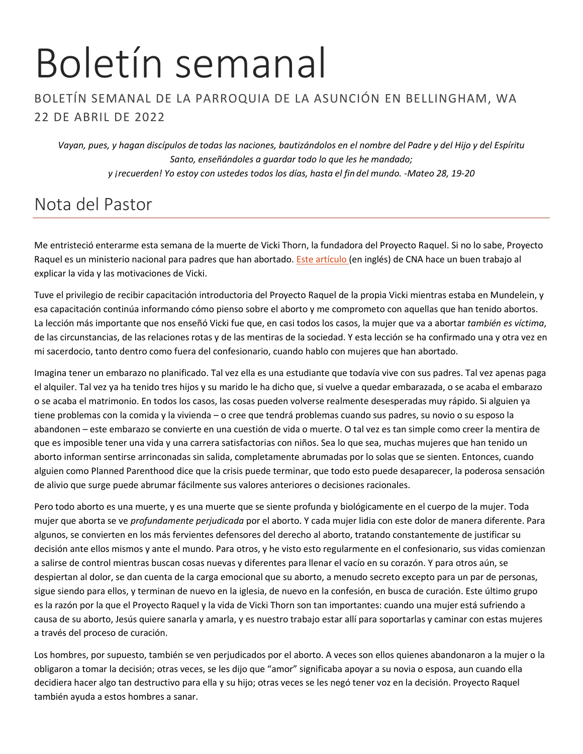# Boletín semanal

BOLETÍN SEMANAL DE LA PARROQUIA DE LA ASUNCIÓN EN BELLINGHAM, WA
22 DE ABRIL DE 2022

*Vayan, pues, y hagan discípulos de todas las naciones, bautizándolos en el nombre del Padre y del Hijo y del Espíritu Santo, enseñándoles a guardar todo lo que les he mandado;*
*y ¡recuerden! Yo estoy con ustedes todos los días, hasta el fin del mundo. -Mateo 28, 19-20*

## Nota del Pastor

Me entristeció enterarme esta semana de la muerte de Vicki Thorn, la fundadora del Proyecto Raquel. Si no lo sabe, Proyecto Raquel es un ministerio nacional para padres que han abortado. Este artículo (en inglés) de CNA hace un buen trabajo al explicar la vida y las motivaciones de Vicki.

Tuve el privilegio de recibir capacitación introductoria del Proyecto Raquel de la propia Vicki mientras estaba en Mundelein, y esa capacitación continúa informando cómo pienso sobre el aborto y me comprometo con aquellas que han tenido abortos. La lección más importante que nos enseñó Vicki fue que, en casi todos los casos, la mujer que va a abortar *también es víctima*, de las circunstancias, de las relaciones rotas y de las mentiras de la sociedad. Y esta lección se ha confirmado una y otra vez en mi sacerdocio, tanto dentro como fuera del confesionario, cuando hablo con mujeres que han abortado.

Imagina tener un embarazo no planificado. Tal vez ella es una estudiante que todavía vive con sus padres. Tal vez apenas paga el alquiler. Tal vez ya ha tenido tres hijos y su marido le ha dicho que, si vuelve a quedar embarazada, o se acaba el embarazo o se acaba el matrimonio. En todos los casos, las cosas pueden volverse realmente desesperadas muy rápido. Si alguien ya tiene problemas con la comida y la vivienda – o cree que tendrá problemas cuando sus padres, su novio o su esposo la abandonen – este embarazo se convierte en una cuestión de vida o muerte. O tal vez es tan simple como creer la mentira de que es imposible tener una vida y una carrera satisfactorias con niños. Sea lo que sea, muchas mujeres que han tenido un aborto informan sentirse arrinconadas sin salida, completamente abrumadas por lo solas que se sienten. Entonces, cuando alguien como Planned Parenthood dice que la crisis puede terminar, que todo esto puede desaparecer, la poderosa sensación de alivio que surge puede abrumar fácilmente sus valores anteriores o decisiones racionales.

Pero todo aborto es una muerte, y es una muerte que se siente profunda y biológicamente en el cuerpo de la mujer. Toda mujer que aborta se ve *profundamente perjudicada* por el aborto. Y cada mujer lidia con este dolor de manera diferente. Para algunos, se convierten en los más fervientes defensores del derecho al aborto, tratando constantemente de justificar su decisión ante ellos mismos y ante el mundo. Para otros, y he visto esto regularmente en el confesionario, sus vidas comienzan a salirse de control mientras buscan cosas nuevas y diferentes para llenar el vacío en su corazón. Y para otros aún, se despiertan al dolor, se dan cuenta de la carga emocional que su aborto, a menudo secreto excepto para un par de personas, sigue siendo para ellos, y terminan de nuevo en la iglesia, de nuevo en la confesión, en busca de curación. Este último grupo es la razón por la que el Proyecto Raquel y la vida de Vicki Thorn son tan importantes: cuando una mujer está sufriendo a causa de su aborto, Jesús quiere sanarla y amarla, y es nuestro trabajo estar allí para soportarlas y caminar con estas mujeres a través del proceso de curación.

Los hombres, por supuesto, también se ven perjudicados por el aborto. A veces son ellos quienes abandonaron a la mujer o la obligaron a tomar la decisión; otras veces, se les dijo que “amor” significaba apoyar a su novia o esposa, aun cuando ella decidiera hacer algo tan destructivo para ella y su hijo; otras veces se les negó tener voz en la decisión. Proyecto Raquel también ayuda a estos hombres a sanar.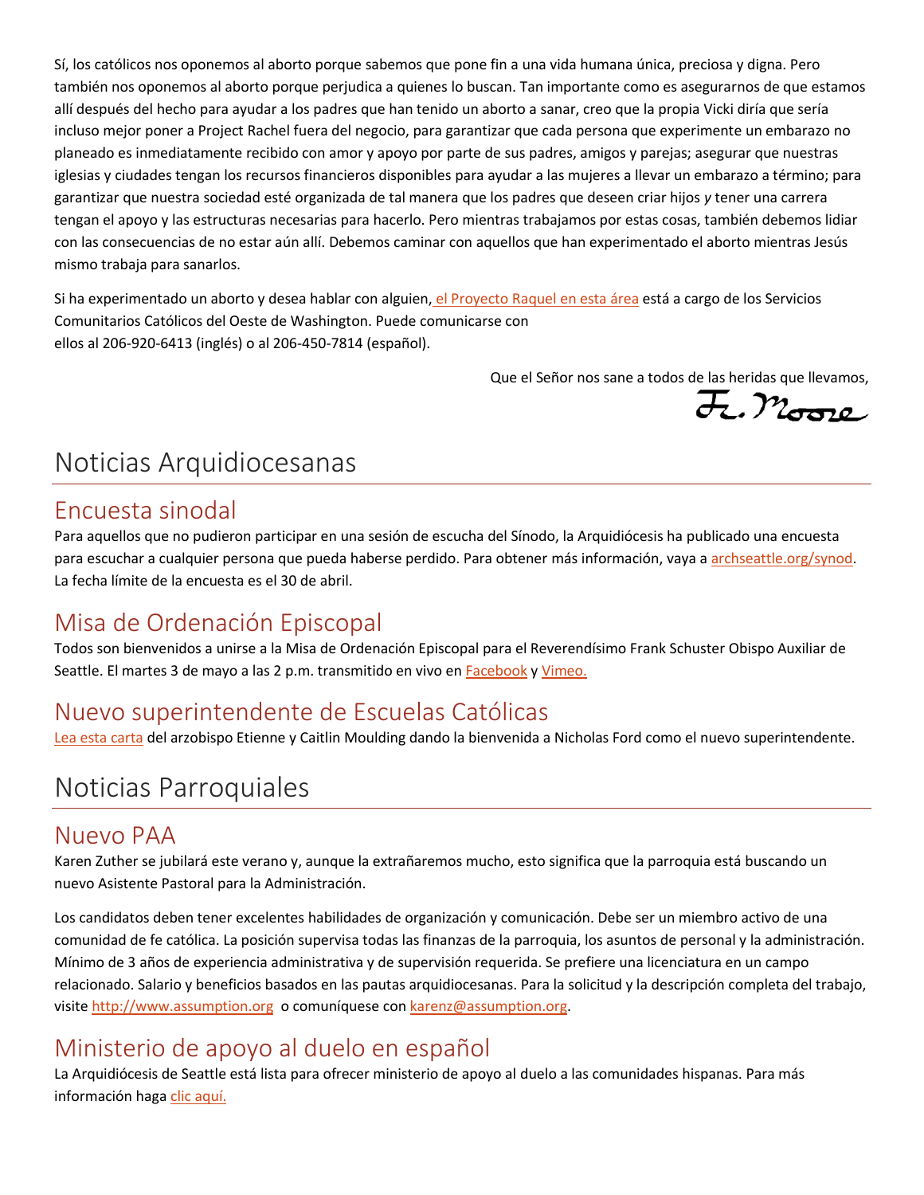Sí, los católicos nos oponemos al aborto porque sabemos que pone fin a una vida humana única, preciosa y digna. Pero también nos oponemos al aborto porque perjudica a quienes lo buscan. Tan importante como es asegurarnos de que estamos allí después del hecho para ayudar a los padres que han tenido un aborto a sanar, creo que la propia Vicki diría que sería incluso mejor poner a Project Rachel fuera del negocio, para garantizar que cada persona que experimente un embarazo no planeado es inmediatamente recibido con amor y apoyo por parte de sus padres, amigos y parejas; asegurar que nuestras iglesias y ciudades tengan los recursos financieros disponibles para ayudar a las mujeres a llevar un embarazo a término; para garantizar que nuestra sociedad esté organizada de tal manera que los padres que deseen criar hijos *y* tener una carrera tengan el apoyo y las estructuras necesarias para hacerlo. Pero mientras trabajamos por estas cosas, también debemos lidiar con las consecuencias de no estar aún allí. Debemos caminar con aquellos que han experimentado el aborto mientras Jesús mismo trabaja para sanarlos.

Si ha experimentado un aborto y desea hablar con alguien, el Proyecto Raquel en esta área está a cargo de los Servicios Comunitarios Católicos del Oeste de Washington. Puede comunicarse con ellos al 206-920-6413 (inglés) o al 206-450-7814 (español).

Que el Señor nos sane a todos de las heridas que llevamos,

Fr. Moore

# Noticias Arquidiocesanas

## Encuesta sinodal

Para aquellos que no pudieron participar en una sesión de escucha del Sínodo, la Arquidiócesis ha publicado una encuesta para escuchar a cualquier persona que pueda haberse perdido. Para obtener más información, vaya a archseattle.org/synod. La fecha límite de la encuesta es el 30 de abril.

## Misa de Ordenación Episcopal

Todos son bienvenidos a unirse a la Misa de Ordenación Episcopal para el Reverendísimo Frank Schuster Obispo Auxiliar de Seattle. El martes 3 de mayo a las 2 p.m. transmitido en vivo en Facebook y Vimeo.

## Nuevo superintendente de Escuelas Católicas

Lea esta carta del arzobispo Etienne y Caitlin Moulding dando la bienvenida a Nicholas Ford como el nuevo superintendente.

# Noticias Parroquiales

## Nuevo PAA

Karen Zuther se jubilará este verano y, aunque la extrañaremos mucho, esto significa que la parroquia está buscando un nuevo Asistente Pastoral para la Administración.

Los candidatos deben tener excelentes habilidades de organización y comunicación. Debe ser un miembro activo de una comunidad de fe católica. La posición supervisa todas las finanzas de la parroquia, los asuntos de personal y la administración. Mínimo de 3 años de experiencia administrativa y de supervisión requerida. Se prefiere una licenciatura en un campo relacionado. Salario y beneficios basados en las pautas arquidiocesanas. Para la solicitud y la descripción completa del trabajo, visite http://www.assumption.org o comuníquese con karenz@assumption.org.

## Ministerio de apoyo al duelo en español

La Arquidiócesis de Seattle está lista para ofrecer ministerio de apoyo al duelo a las comunidades hispanas. Para más información haga clic aquí.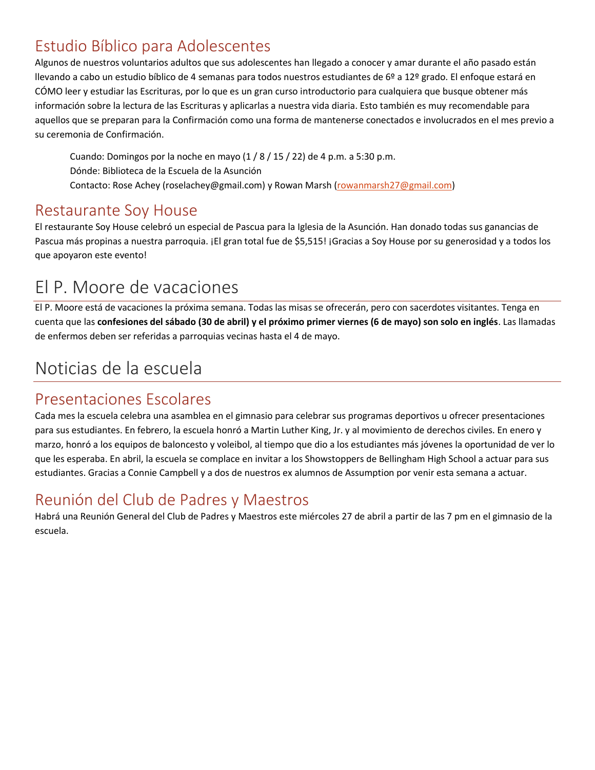## Estudio Bíblico para Adolescentes

Algunos de nuestros voluntarios adultos que sus adolescentes han llegado a conocer y amar durante el año pasado están llevando a cabo un estudio bíblico de 4 semanas para todos nuestros estudiantes de 6º a 12º grado. El enfoque estará en CÓMO leer y estudiar las Escrituras, por lo que es un gran curso introductorio para cualquiera que busque obtener más información sobre la lectura de las Escrituras y aplicarlas a nuestra vida diaria. Esto también es muy recomendable para aquellos que se preparan para la Confirmación como una forma de mantenerse conectados e involucrados en el mes previo a su ceremonia de Confirmación.

Cuando: Domingos por la noche en mayo (1 / 8 / 15 / 22) de 4 p.m. a 5:30 p.m.
Dónde: Biblioteca de la Escuela de la Asunción
Contacto: Rose Achey (roselachey@gmail.com) y Rowan Marsh (rowanmarsh27@gmail.com)

## Restaurante Soy House

El restaurante Soy House celebró un especial de Pascua para la Iglesia de la Asunción. Han donado todas sus ganancias de Pascua más propinas a nuestra parroquia. ¡El gran total fue de $5,515! ¡Gracias a Soy House por su generosidad y a todos los que apoyaron este evento!

# El P. Moore de vacaciones

El P. Moore está de vacaciones la próxima semana. Todas las misas se ofrecerán, pero con sacerdotes visitantes. Tenga en cuenta que las **confesiones del sábado (30 de abril) y el próximo primer viernes (6 de mayo) son solo en inglés**. Las llamadas de enfermos deben ser referidas a parroquias vecinas hasta el 4 de mayo.

# Noticias de la escuela

## Presentaciones Escolares

Cada mes la escuela celebra una asamblea en el gimnasio para celebrar sus programas deportivos u ofrecer presentaciones para sus estudiantes. En febrero, la escuela honró a Martin Luther King, Jr. y al movimiento de derechos civiles. En enero y marzo, honró a los equipos de baloncesto y voleibol, al tiempo que dio a los estudiantes más jóvenes la oportunidad de ver lo que les esperaba. En abril, la escuela se complace en invitar a los Showstoppers de Bellingham High School a actuar para sus estudiantes. Gracias a Connie Campbell y a dos de nuestros ex alumnos de Assumption por venir esta semana a actuar.

## Reunión del Club de Padres y Maestros

Habrá una Reunión General del Club de Padres y Maestros este miércoles 27 de abril a partir de las 7 pm en el gimnasio de la escuela.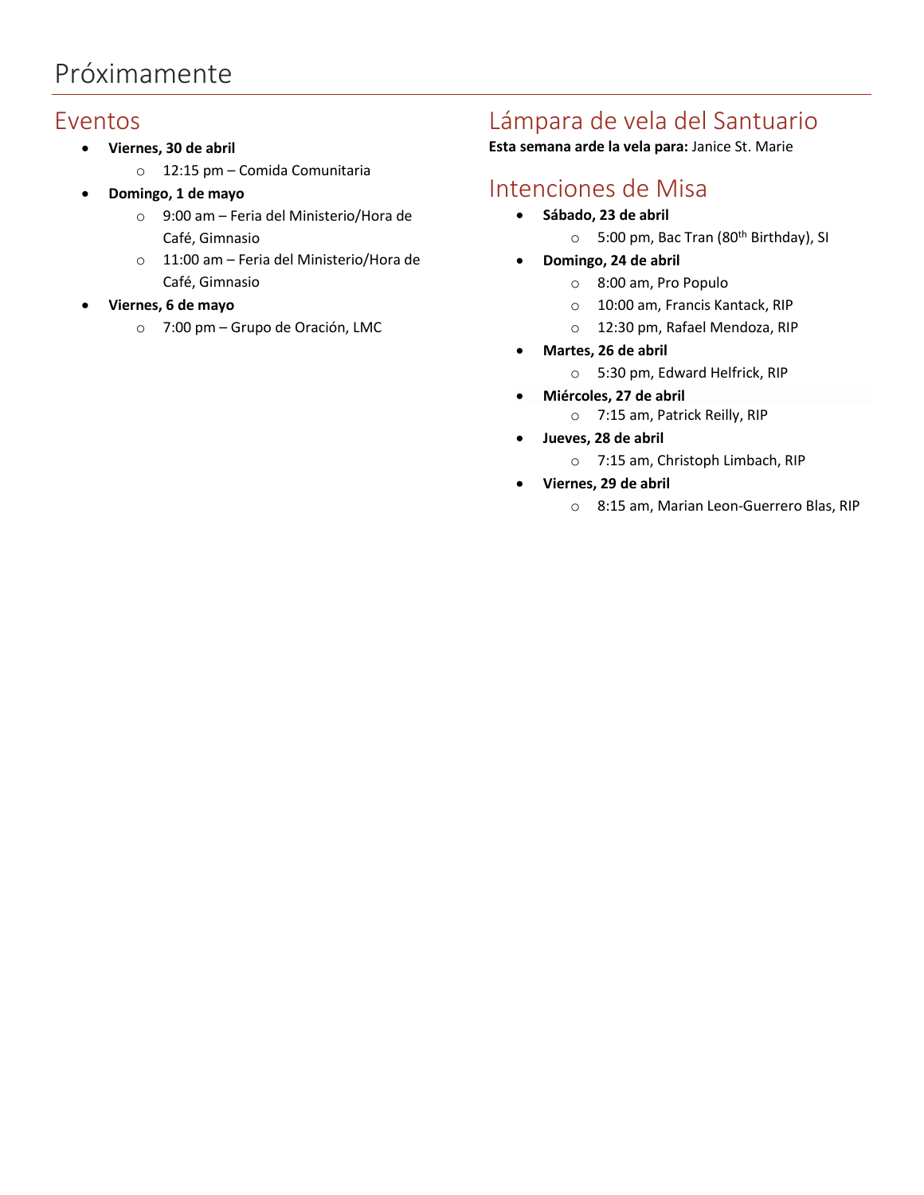# Próximamente

## Eventos

- **Viernes, 30 de abril**
  - 12:15 pm – Comida Comunitaria
- **Domingo, 1 de mayo**
  - 9:00 am – Feria del Ministerio/Hora de Café, Gimnasio
  - 11:00 am – Feria del Ministerio/Hora de Café, Gimnasio
- **Viernes, 6 de mayo**
  - 7:00 pm – Grupo de Oración, LMC

## Lámpara de vela del Santuario

**Esta semana arde la vela para:** Janice St. Marie

## Intenciones de Misa

- **Sábado, 23 de abril**
  - 5:00 pm, Bac Tran (80th Birthday), SI
- **Domingo, 24 de abril**
  - 8:00 am, Pro Populo
  - 10:00 am, Francis Kantack, RIP
  - 12:30 pm, Rafael Mendoza, RIP
- **Martes, 26 de abril**
  - 5:30 pm, Edward Helfrick, RIP
- **Miércoles, 27 de abril**
  - 7:15 am, Patrick Reilly, RIP
- **Jueves, 28 de abril**
  - 7:15 am, Christoph Limbach, RIP
- **Viernes, 29 de abril**
  - 8:15 am, Marian Leon-Guerrero Blas, RIP